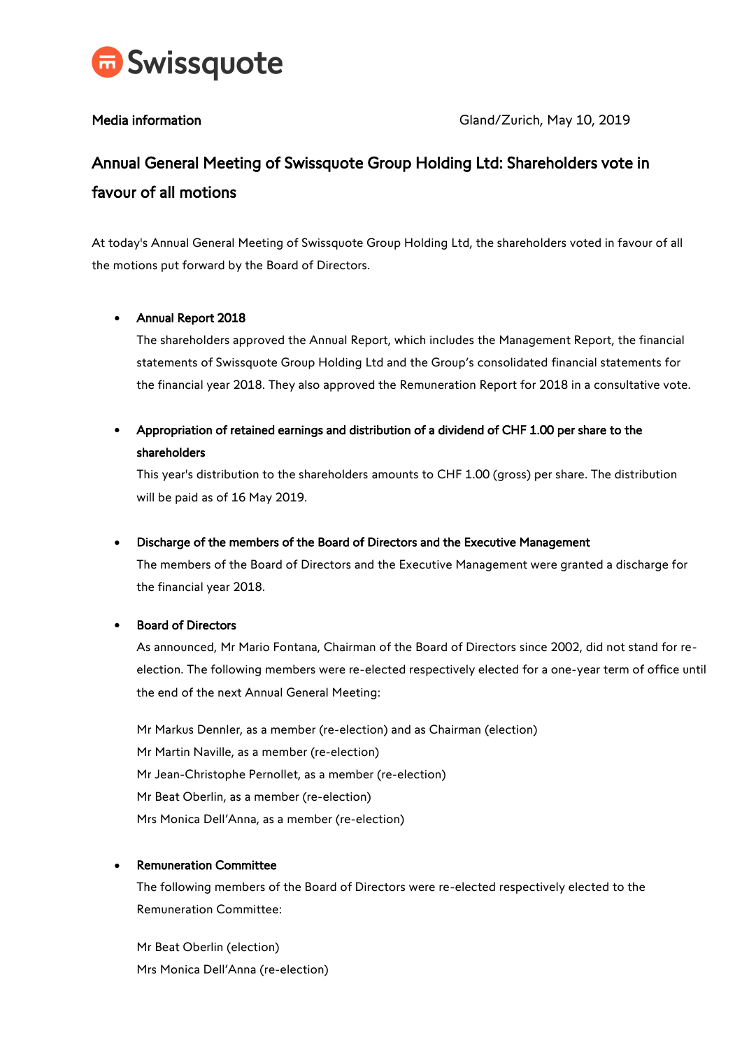Swissquote

**Media information** Gland/Zurich, May 10, 2019

# Annual General Meeting of Swissquote Group Holding Ltd: Shareholders vote in favour of all motions

At today's Annual General Meeting of Swissquote Group Holding Ltd, the shareholders voted in favour of all the motions put forward by the Board of Directors.

- **Annual Report 2018**
  The shareholders approved the Annual Report, which includes the Management Report, the financial statements of Swissquote Group Holding Ltd and the Group's consolidated financial statements for the financial year 2018. They also approved the Remuneration Report for 2018 in a consultative vote.

- **Appropriation of retained earnings and distribution of a dividend of CHF 1.00 per share to the shareholders**
  This year's distribution to the shareholders amounts to CHF 1.00 (gross) per share. The distribution will be paid as of 16 May 2019.

- **Discharge of the members of the Board of Directors and the Executive Management**
  The members of the Board of Directors and the Executive Management were granted a discharge for the financial year 2018.

- **Board of Directors**
  As announced, Mr Mario Fontana, Chairman of the Board of Directors since 2002, did not stand for re-election. The following members were re-elected respectively elected for a one-year term of office until the end of the next Annual General Meeting:

  Mr Markus Dennler, as a member (re-election) and as Chairman (election)
  Mr Martin Naville, as a member (re-election)
  Mr Jean-Christophe Pernollet, as a member (re-election)
  Mr Beat Oberlin, as a member (re-election)
  Mrs Monica Dell'Anna, as a member (re-election)

- **Remuneration Committee**
  The following members of the Board of Directors were re-elected respectively elected to the Remuneration Committee:

  Mr Beat Oberlin (election)
  Mrs Monica Dell'Anna (re-election)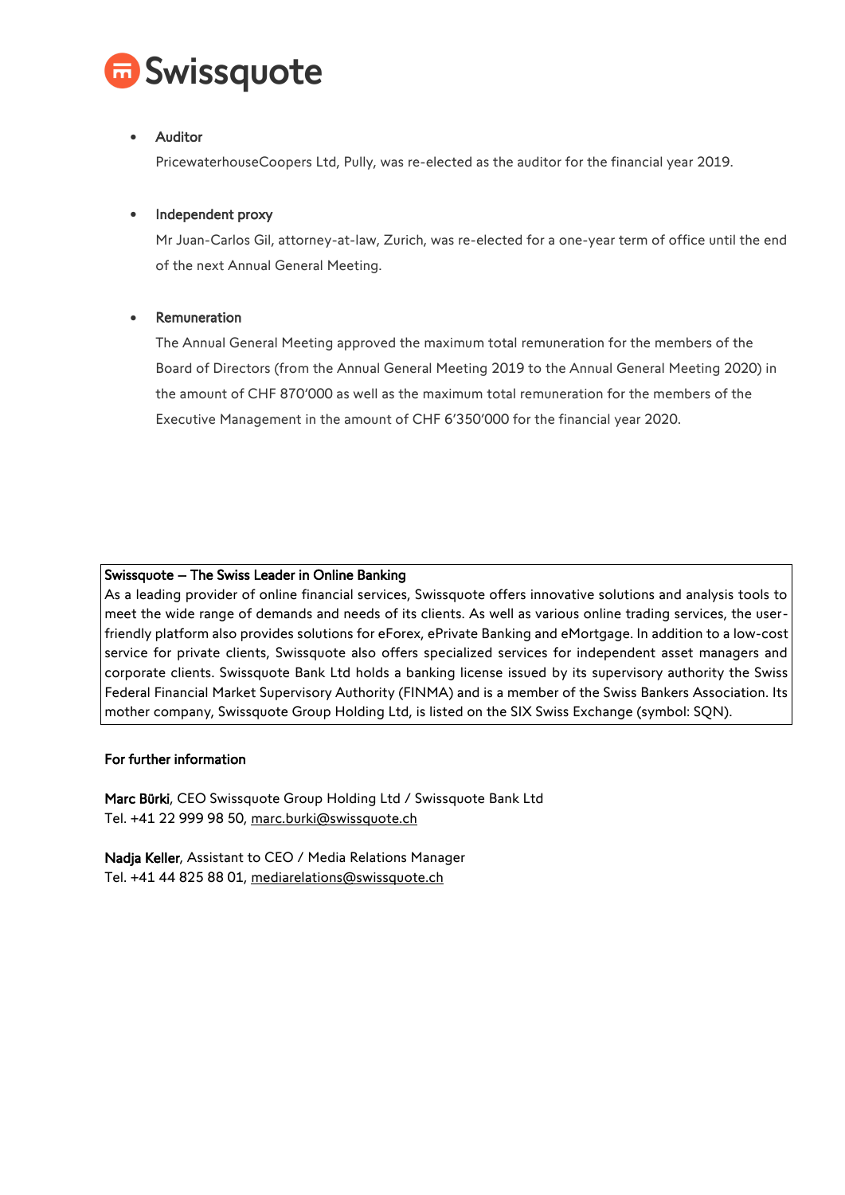- **Auditor**

  PricewaterhouseCoopers Ltd, Pully, was re-elected as the auditor for the financial year 2019.

- **Independent proxy**

  Mr Juan-Carlos Gil, attorney-at-law, Zurich, was re-elected for a one-year term of office until the end of the next Annual General Meeting.

- **Remuneration**

  The Annual General Meeting approved the maximum total remuneration for the members of the Board of Directors (from the Annual General Meeting 2019 to the Annual General Meeting 2020) in the amount of CHF 870'000 as well as the maximum total remuneration for the members of the Executive Management in the amount of CHF 6'350'000 for the financial year 2020.

**Swissquote – The Swiss Leader in Online Banking**
As a leading provider of online financial services, Swissquote offers innovative solutions and analysis tools to meet the wide range of demands and needs of its clients. As well as various online trading services, the user-friendly platform also provides solutions for eForex, ePrivate Banking and eMortgage. In addition to a low-cost service for private clients, Swissquote also offers specialized services for independent asset managers and corporate clients. Swissquote Bank Ltd holds a banking license issued by its supervisory authority the Swiss Federal Financial Market Supervisory Authority (FINMA) and is a member of the Swiss Bankers Association. Its mother company, Swissquote Group Holding Ltd, is listed on the SIX Swiss Exchange (symbol: SQN).

**For further information**

**Marc Bürki**, CEO Swissquote Group Holding Ltd / Swissquote Bank Ltd
Tel. +41 22 999 98 50, marc.burki@swissquote.ch

**Nadja Keller**, Assistant to CEO / Media Relations Manager
Tel. +41 44 825 88 01, mediarelations@swissquote.ch